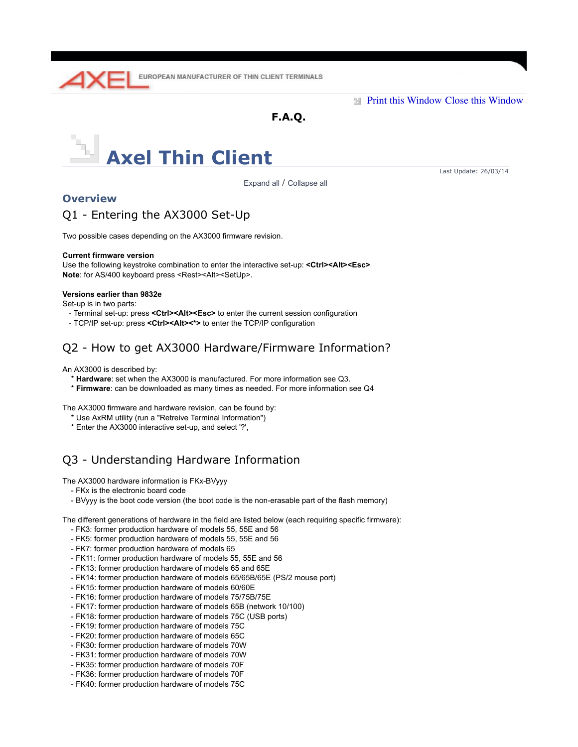AXEL EUROPEAN MANUFACTURER OF THIN CLIENT TERMINALS

Print this Window Close this Window

**F.A.Q.**

# Axel Thin Client

Last Update: 26/03/14

Expand all / Collapse all

## Overview

### Q1 - Entering the AX3000 Set-Up

Two possible cases depending on the AX3000 firmware revision.

**Current firmware version**
Use the following keystroke combination to enter the interactive set-up: **<Ctrl><Alt><Esc>**
**Note**: for AS/400 keyboard press <Rest><Alt><SetUp>.

**Versions earlier than 9832e**
Set-up is in two parts:
- Terminal set-up: press **<Ctrl><Alt><Esc>** to enter the current session configuration
- TCP/IP set-up: press **<Ctrl><Alt><*>** to enter the TCP/IP configuration

### Q2 - How to get AX3000 Hardware/Firmware Information?

An AX3000 is described by:
* **Hardware**: set when the AX3000 is manufactured. For more information see Q3.
* **Firmware**: can be downloaded as many times as needed. For more information see Q4

The AX3000 firmware and hardware revision, can be found by:
* Use AxRM utility (run a "Retreive Terminal Information")
* Enter the AX3000 interactive set-up, and select '?',

### Q3 - Understanding Hardware Information

The AX3000 hardware information is FKx-BVyyy
- FKx is the electronic board code
- BVyyy is the boot code version (the boot code is the non-erasable part of the flash memory)

The different generations of hardware in the field are listed below (each requiring specific firmware):
- FK3: former production hardware of models 55, 55E and 56
- FK5: former production hardware of models 55, 55E and 56
- FK7: former production hardware of models 65
- FK11: former production hardware of models 55, 55E and 56
- FK13: former production hardware of models 65 and 65E
- FK14: former production hardware of models 65/65B/65E (PS/2 mouse port)
- FK15: former production hardware of models 60/60E
- FK16: former production hardware of models 75/75B/75E
- FK17: former production hardware of models 65B (network 10/100)
- FK18: former production hardware of models 75C (USB ports)
- FK19: former production hardware of models 75C
- FK20: former production hardware of models 65C
- FK30: former production hardware of models 70W
- FK31: former production hardware of models 70W
- FK35: former production hardware of models 70F
- FK36: former production hardware of models 70F
- FK40: former production hardware of models 75C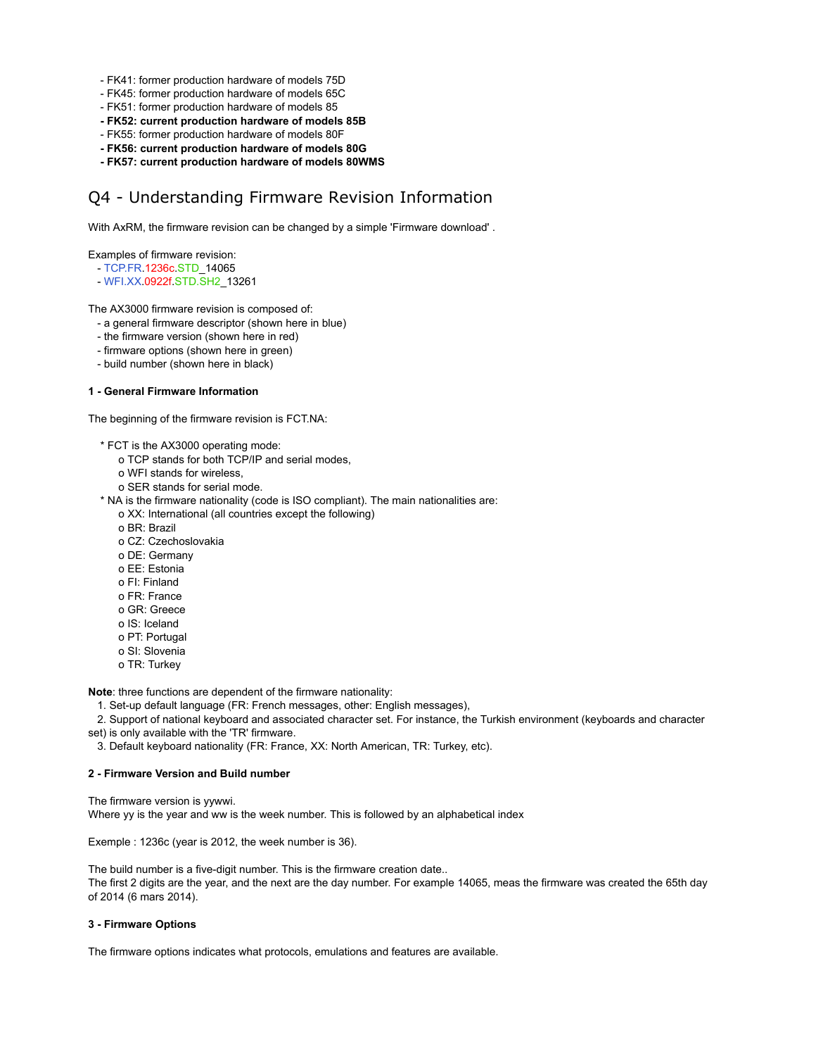- FK41: former production hardware of models 75D
- FK45: former production hardware of models 65C
- FK51: former production hardware of models 85
- **FK52: current production hardware of models 85B**
- FK55: former production hardware of models 80F
- **FK56: current production hardware of models 80G**
- **FK57: current production hardware of models 80WMS**

## Q4 - Understanding Firmware Revision Information

With AxRM, the firmware revision can be changed by a simple 'Firmware download' .

Examples of firmware revision:
- TCP.FR.1236c.STD_14065
- WFI.XX.0922f.STD.SH2_13261

The AX3000 firmware revision is composed of:
- a general firmware descriptor (shown here in blue)
- the firmware version (shown here in red)
- firmware options (shown here in green)
- build number (shown here in black)

#### 1 - General Firmware Information

The beginning of the firmware revision is FCT.NA:

* FCT is the AX3000 operating mode:
  - o TCP stands for both TCP/IP and serial modes,
  - o WFI stands for wireless,
  - o SER stands for serial mode.
* NA is the firmware nationality (code is ISO compliant). The main nationalities are:
  - o XX: International (all countries except the following)
  - o BR: Brazil
  - o CZ: Czechoslovakia
  - o DE: Germany
  - o EE: Estonia
  - o FI: Finland
  - o FR: France
  - o GR: Greece
  - o IS: Iceland
  - o PT: Portugal
  - o SI: Slovenia
  - o TR: Turkey

**Note**: three functions are dependent of the firmware nationality:
1. Set-up default language (FR: French messages, other: English messages),
2. Support of national keyboard and associated character set. For instance, the Turkish environment (keyboards and character set) is only available with the 'TR' firmware.
3. Default keyboard nationality (FR: France, XX: North American, TR: Turkey, etc).

#### 2 - Firmware Version and Build number

The firmware version is yywwi.
Where yy is the year and ww is the week number. This is followed by an alphabetical index

Exemple : 1236c (year is 2012, the week number is 36).

The build number is a five-digit number. This is the firmware creation date..
The first 2 digits are the year, and the next are the day number. For example 14065, meas the firmware was created the 65th day of 2014 (6 mars 2014).

#### 3 - Firmware Options

The firmware options indicates what protocols, emulations and features are available.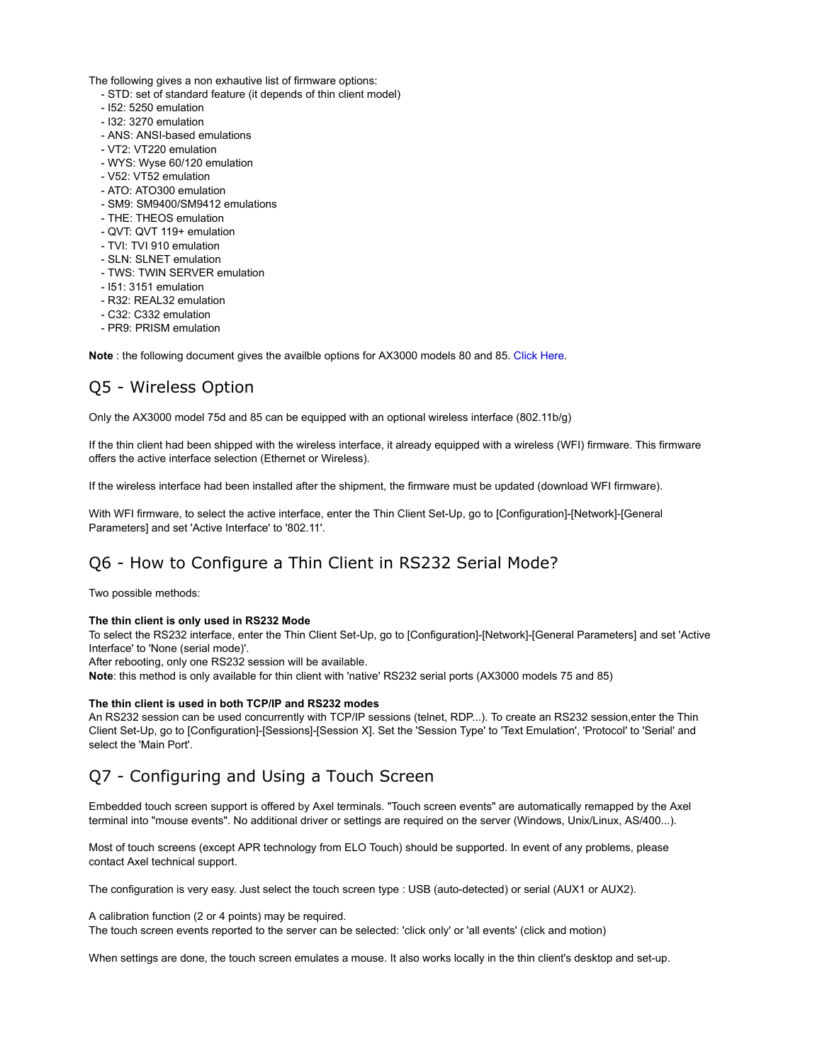The following gives a non exhautive list of firmware options:

- STD: set of standard feature (it depends of thin client model)
- I52: 5250 emulation
- I32: 3270 emulation
- ANS: ANSI-based emulations
- VT2: VT220 emulation
- WYS: Wyse 60/120 emulation
- V52: VT52 emulation
- ATO: ATO300 emulation
- SM9: SM9400/SM9412 emulations
- THE: THEOS emulation
- QVT: QVT 119+ emulation
- TVI: TVI 910 emulation
- SLN: SLNET emulation
- TWS: TWIN SERVER emulation
- I51: 3151 emulation
- R32: REAL32 emulation
- C32: C332 emulation
- PR9: PRISM emulation

**Note** : the following document gives the availble options for AX3000 models 80 and 85. Click Here.

## Q5 - Wireless Option

Only the AX3000 model 75d and 85 can be equipped with an optional wireless interface (802.11b/g)

If the thin client had been shipped with the wireless interface, it already equipped with a wireless (WFI) firmware. This firmware offers the active interface selection (Ethernet or Wireless).

If the wireless interface had been installed after the shipment, the firmware must be updated (download WFI firmware).

With WFI firmware, to select the active interface, enter the Thin Client Set-Up, go to [Configuration]-[Network]-[General Parameters] and set 'Active Interface' to '802.11'.

## Q6 - How to Configure a Thin Client in RS232 Serial Mode?

Two possible methods:

**The thin client is only used in RS232 Mode**
To select the RS232 interface, enter the Thin Client Set-Up, go to [Configuration]-[Network]-[General Parameters] and set 'Active Interface' to 'None (serial mode)'.
After rebooting, only one RS232 session will be available.
**Note**: this method is only available for thin client with 'native' RS232 serial ports (AX3000 models 75 and 85)

**The thin client is used in both TCP/IP and RS232 modes**
An RS232 session can be used concurrently with TCP/IP sessions (telnet, RDP...). To create an RS232 session,enter the Thin Client Set-Up, go to [Configuration]-[Sessions]-[Session X]. Set the 'Session Type' to 'Text Emulation', 'Protocol' to 'Serial' and select the 'Main Port'.

## Q7 - Configuring and Using a Touch Screen

Embedded touch screen support is offered by Axel terminals. "Touch screen events" are automatically remapped by the Axel terminal into "mouse events". No additional driver or settings are required on the server (Windows, Unix/Linux, AS/400...).

Most of touch screens (except APR technology from ELO Touch) should be supported. In event of any problems, please contact Axel technical support.

The configuration is very easy. Just select the touch screen type : USB (auto-detected) or serial (AUX1 or AUX2).

A calibration function (2 or 4 points) may be required.
The touch screen events reported to the server can be selected: 'click only' or 'all events' (click and motion)

When settings are done, the touch screen emulates a mouse. It also works locally in the thin client's desktop and set-up.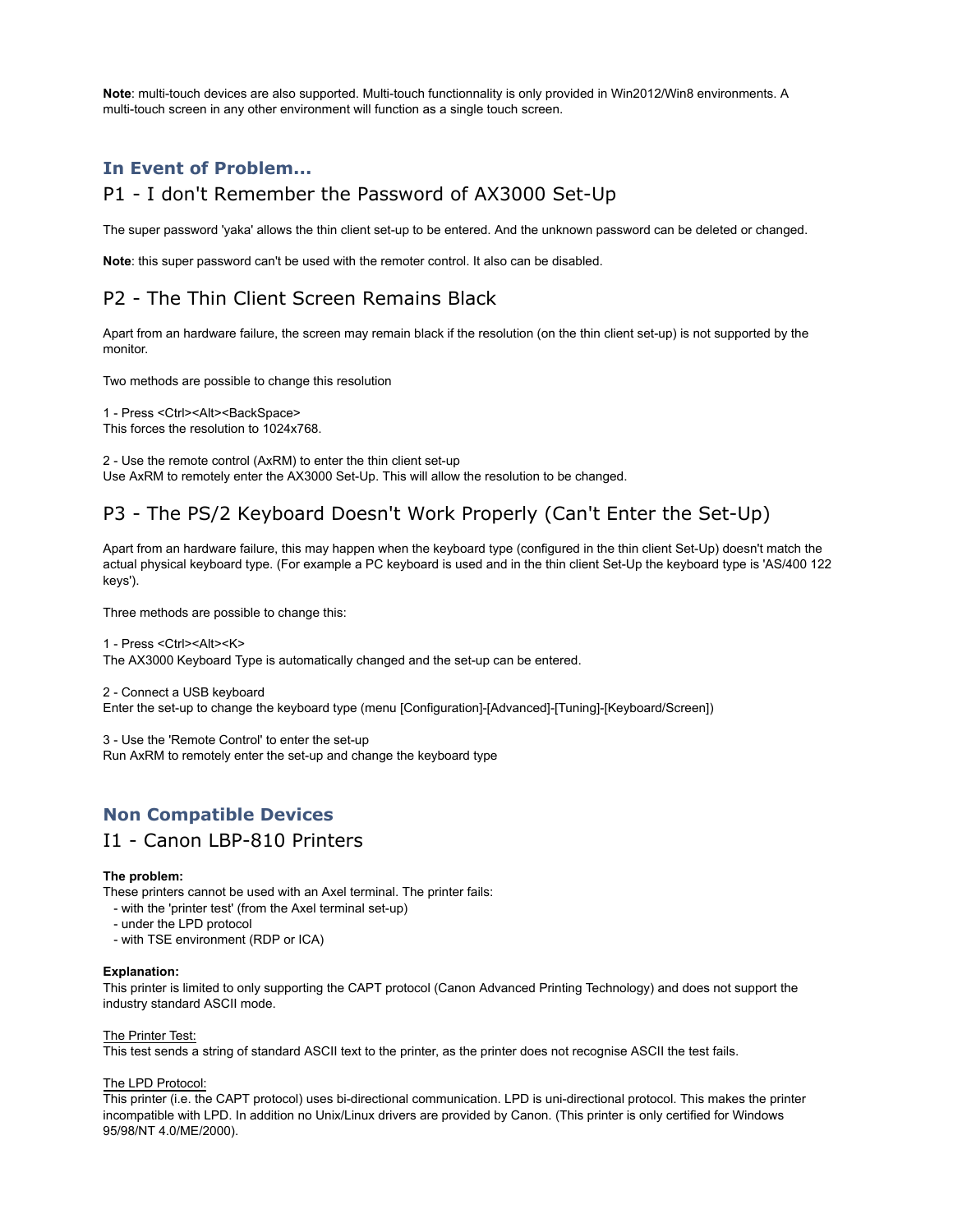**Note**: multi-touch devices are also supported. Multi-touch functionnality is only provided in Win2012/Win8 environments. A multi-touch screen in any other environment will function as a single touch screen.

## In Event of Problem...

### P1 - I don't Remember the Password of AX3000 Set-Up

The super password 'yaka' allows the thin client set-up to be entered. And the unknown password can be deleted or changed.

**Note**: this super password can't be used with the remoter control. It also can be disabled.

### P2 - The Thin Client Screen Remains Black

Apart from an hardware failure, the screen may remain black if the resolution (on the thin client set-up) is not supported by the monitor.

Two methods are possible to change this resolution

1 - Press <Ctrl><Alt><BackSpace>
This forces the resolution to 1024x768.

2 - Use the remote control (AxRM) to enter the thin client set-up
Use AxRM to remotely enter the AX3000 Set-Up. This will allow the resolution to be changed.

### P3 - The PS/2 Keyboard Doesn't Work Properly (Can't Enter the Set-Up)

Apart from an hardware failure, this may happen when the keyboard type (configured in the thin client Set-Up) doesn't match the actual physical keyboard type. (For example a PC keyboard is used and in the thin client Set-Up the keyboard type is 'AS/400 122 keys').

Three methods are possible to change this:

1 - Press <Ctrl><Alt><K>
The AX3000 Keyboard Type is automatically changed and the set-up can be entered.

2 - Connect a USB keyboard
Enter the set-up to change the keyboard type (menu [Configuration]-[Advanced]-[Tuning]-[Keyboard/Screen])

3 - Use the 'Remote Control' to enter the set-up
Run AxRM to remotely enter the set-up and change the keyboard type

## Non Compatible Devices

### I1 - Canon LBP-810 Printers

**The problem:**
These printers cannot be used with an Axel terminal. The printer fails:

- with the 'printer test' (from the Axel terminal set-up)
- under the LPD protocol
- with TSE environment (RDP or ICA)

**Explanation:**
This printer is limited to only supporting the CAPT protocol (Canon Advanced Printing Technology) and does not support the industry standard ASCII mode.

The Printer Test:
This test sends a string of standard ASCII text to the printer, as the printer does not recognise ASCII the test fails.

The LPD Protocol:
This printer (i.e. the CAPT protocol) uses bi-directional communication. LPD is uni-directional protocol. This makes the printer incompatible with LPD. In addition no Unix/Linux drivers are provided by Canon. (This printer is only certified for Windows 95/98/NT 4.0/ME/2000).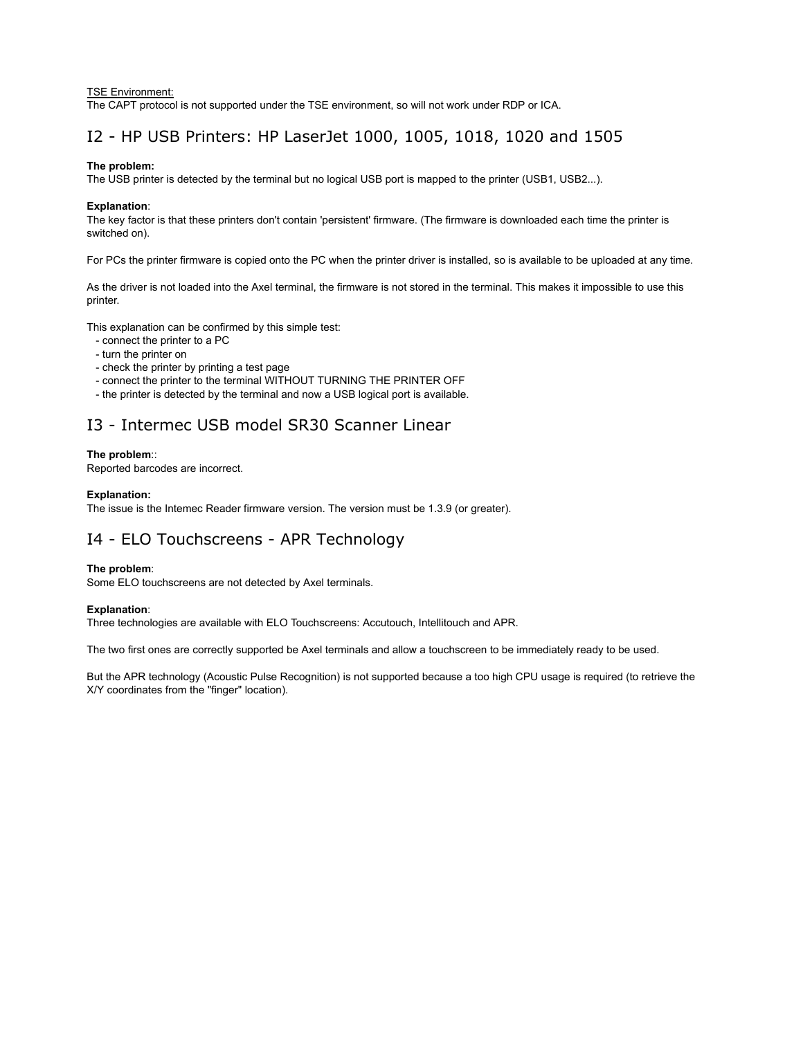TSE Environment:
The CAPT protocol is not supported under the TSE environment, so will not work under RDP or ICA.

## I2 - HP USB Printers: HP LaserJet 1000, 1005, 1018, 1020 and 1505

**The problem:**
The USB printer is detected by the terminal but no logical USB port is mapped to the printer (USB1, USB2...).

**Explanation**:
The key factor is that these printers don't contain 'persistent' firmware. (The firmware is downloaded each time the printer is switched on).

For PCs the printer firmware is copied onto the PC when the printer driver is installed, so is available to be uploaded at any time.

As the driver is not loaded into the Axel terminal, the firmware is not stored in the terminal. This makes it impossible to use this printer.

This explanation can be confirmed by this simple test:
- connect the printer to a PC
- turn the printer on
- check the printer by printing a test page
- connect the printer to the terminal WITHOUT TURNING THE PRINTER OFF
- the printer is detected by the terminal and now a USB logical port is available.

## I3 - Intermec USB model SR30 Scanner Linear

**The problem**::
Reported barcodes are incorrect.

**Explanation:**
The issue is the Intemec Reader firmware version. The version must be 1.3.9 (or greater).

## I4 - ELO Touchscreens - APR Technology

**The problem**:
Some ELO touchscreens are not detected by Axel terminals.

**Explanation**:
Three technologies are available with ELO Touchscreens: Accutouch, Intellitouch and APR.

The two first ones are correctly supported be Axel terminals and allow a touchscreen to be immediately ready to be used.

But the APR technology (Acoustic Pulse Recognition) is not supported because a too high CPU usage is required (to retrieve the X/Y coordinates from the "finger" location).